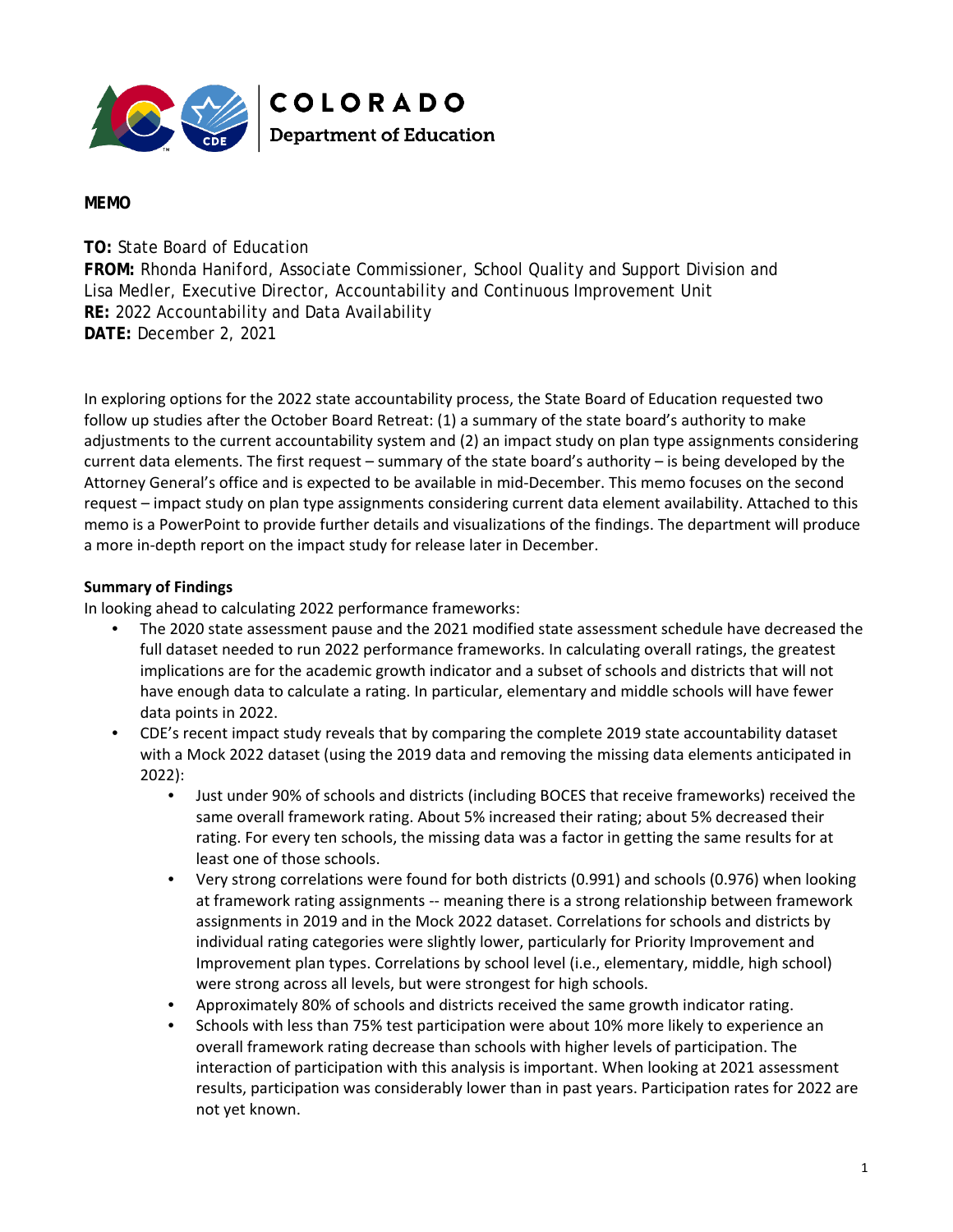COLORADO
Department of Education

**MEMO**

**TO:** State Board of Education
**FROM:** Rhonda Haniford, Associate Commissioner, School Quality and Support Division and Lisa Medler, Executive Director, Accountability and Continuous Improvement Unit
**RE:** 2022 Accountability and Data Availability
**DATE:** December 2, 2021

In exploring options for the 2022 state accountability process, the State Board of Education requested two follow up studies after the October Board Retreat: (1) a summary of the state board's authority to make adjustments to the current accountability system and (2) an impact study on plan type assignments considering current data elements. The first request – summary of the state board's authority – is being developed by the Attorney General's office and is expected to be available in mid-December. This memo focuses on the second request – impact study on plan type assignments considering current data element availability. Attached to this memo is a PowerPoint to provide further details and visualizations of the findings. The department will produce a more in-depth report on the impact study for release later in December.

**Summary of Findings**

In looking ahead to calculating 2022 performance frameworks:

- The 2020 state assessment pause and the 2021 modified state assessment schedule have decreased the full dataset needed to run 2022 performance frameworks. In calculating overall ratings, the greatest implications are for the academic growth indicator and a subset of schools and districts that will not have enough data to calculate a rating. In particular, elementary and middle schools will have fewer data points in 2022.
- CDE's recent impact study reveals that by comparing the complete 2019 state accountability dataset with a Mock 2022 dataset (using the 2019 data and removing the missing data elements anticipated in 2022):
    - Just under 90% of schools and districts (including BOCES that receive frameworks) received the same overall framework rating. About 5% increased their rating; about 5% decreased their rating. For every ten schools, the missing data was a factor in getting the same results for at least one of those schools.
    - Very strong correlations were found for both districts (0.991) and schools (0.976) when looking at framework rating assignments -- meaning there is a strong relationship between framework assignments in 2019 and in the Mock 2022 dataset. Correlations for schools and districts by individual rating categories were slightly lower, particularly for Priority Improvement and Improvement plan types. Correlations by school level (i.e., elementary, middle, high school) were strong across all levels, but were strongest for high schools.
    - Approximately 80% of schools and districts received the same growth indicator rating.
    - Schools with less than 75% test participation were about 10% more likely to experience an overall framework rating decrease than schools with higher levels of participation. The interaction of participation with this analysis is important. When looking at 2021 assessment results, participation was considerably lower than in past years. Participation rates for 2022 are not yet known.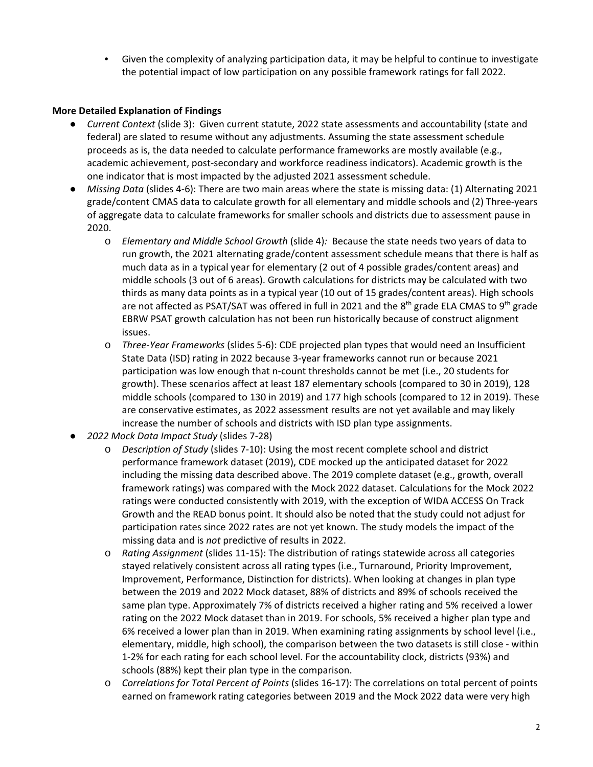- Given the complexity of analyzing participation data, it may be helpful to continue to investigate the potential impact of low participation on any possible framework ratings for fall 2022.

**More Detailed Explanation of Findings**

- *Current Context* (slide 3): Given current statute, 2022 state assessments and accountability (state and federal) are slated to resume without any adjustments. Assuming the state assessment schedule proceeds as is, the data needed to calculate performance frameworks are mostly available (e.g., academic achievement, post-secondary and workforce readiness indicators). Academic growth is the one indicator that is most impacted by the adjusted 2021 assessment schedule.
- *Missing Data* (slides 4-6): There are two main areas where the state is missing data: (1) Alternating 2021 grade/content CMAS data to calculate growth for all elementary and middle schools and (2) Three-years of aggregate data to calculate frameworks for smaller schools and districts due to assessment pause in 2020.
    - *Elementary and Middle School Growth* (slide 4)*:* Because the state needs two years of data to run growth, the 2021 alternating grade/content assessment schedule means that there is half as much data as in a typical year for elementary (2 out of 4 possible grades/content areas) and middle schools (3 out of 6 areas). Growth calculations for districts may be calculated with two thirds as many data points as in a typical year (10 out of 15 grades/content areas). High schools are not affected as PSAT/SAT was offered in full in 2021 and the 8th grade ELA CMAS to 9th grade EBRW PSAT growth calculation has not been run historically because of construct alignment issues.
    - *Three-Year Frameworks* (slides 5-6): CDE projected plan types that would need an Insufficient State Data (ISD) rating in 2022 because 3-year frameworks cannot run or because 2021 participation was low enough that n-count thresholds cannot be met (i.e., 20 students for growth). These scenarios affect at least 187 elementary schools (compared to 30 in 2019), 128 middle schools (compared to 130 in 2019) and 177 high schools (compared to 12 in 2019). These are conservative estimates, as 2022 assessment results are not yet available and may likely increase the number of schools and districts with ISD plan type assignments.
- *2022 Mock Data Impact Study* (slides 7-28)
    - *Description of Study* (slides 7-10): Using the most recent complete school and district performance framework dataset (2019), CDE mocked up the anticipated dataset for 2022 including the missing data described above. The 2019 complete dataset (e.g., growth, overall framework ratings) was compared with the Mock 2022 dataset. Calculations for the Mock 2022 ratings were conducted consistently with 2019, with the exception of WIDA ACCESS On Track Growth and the READ bonus point. It should also be noted that the study could not adjust for participation rates since 2022 rates are not yet known. The study models the impact of the missing data and is *not* predictive of results in 2022.
    - *Rating Assignment* (slides 11-15): The distribution of ratings statewide across all categories stayed relatively consistent across all rating types (i.e., Turnaround, Priority Improvement, Improvement, Performance, Distinction for districts). When looking at changes in plan type between the 2019 and 2022 Mock dataset, 88% of districts and 89% of schools received the same plan type. Approximately 7% of districts received a higher rating and 5% received a lower rating on the 2022 Mock dataset than in 2019. For schools, 5% received a higher plan type and 6% received a lower plan than in 2019. When examining rating assignments by school level (i.e., elementary, middle, high school), the comparison between the two datasets is still close - within 1-2% for each rating for each school level. For the accountability clock, districts (93%) and schools (88%) kept their plan type in the comparison.
    - *Correlations for Total Percent of Points* (slides 16-17): The correlations on total percent of points earned on framework rating categories between 2019 and the Mock 2022 data were very high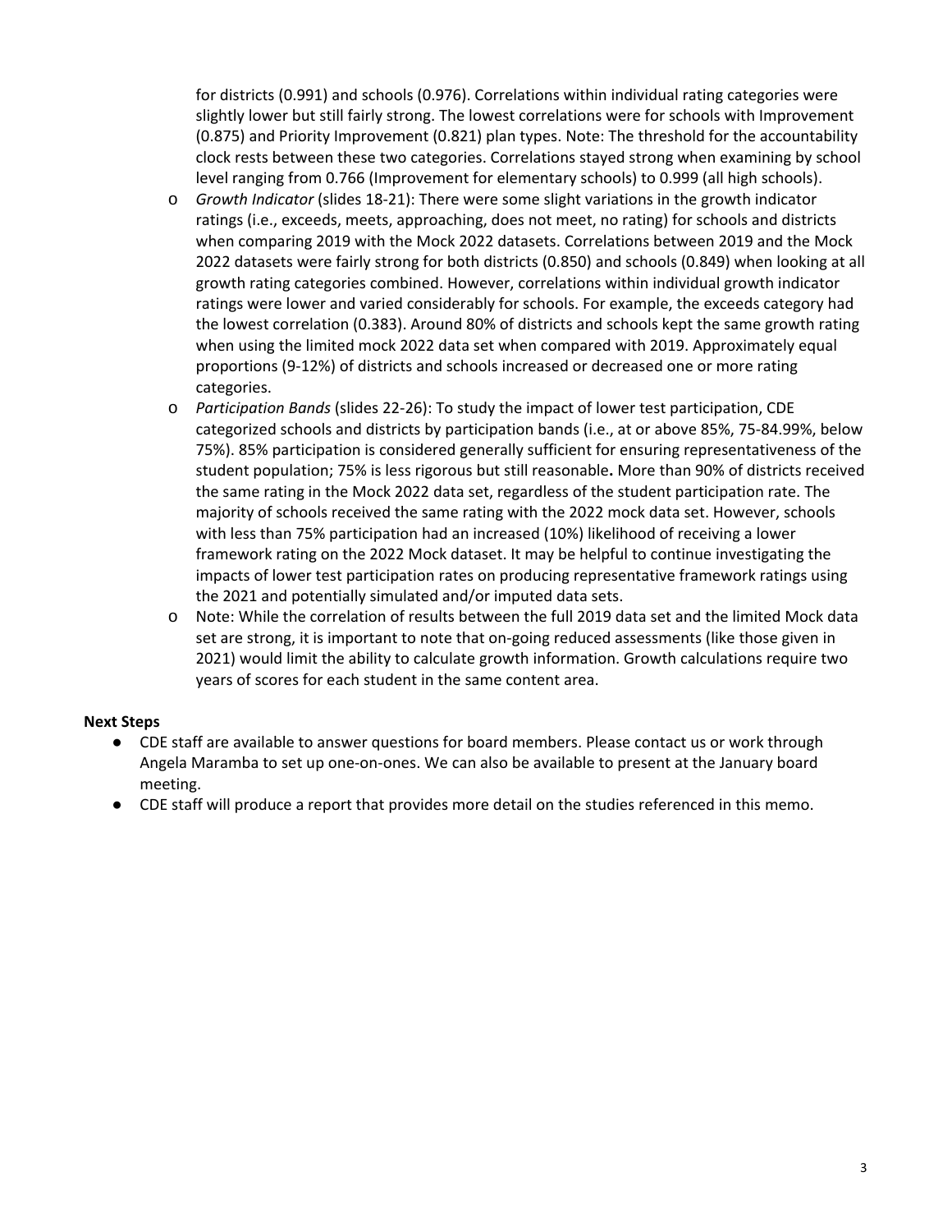for districts (0.991) and schools (0.976). Correlations within individual rating categories were slightly lower but still fairly strong. The lowest correlations were for schools with Improvement (0.875) and Priority Improvement (0.821) plan types. Note: The threshold for the accountability clock rests between these two categories. Correlations stayed strong when examining by school level ranging from 0.766 (Improvement for elementary schools) to 0.999 (all high schools).

- *Growth Indicator* (slides 18-21): There were some slight variations in the growth indicator ratings (i.e., exceeds, meets, approaching, does not meet, no rating) for schools and districts when comparing 2019 with the Mock 2022 datasets. Correlations between 2019 and the Mock 2022 datasets were fairly strong for both districts (0.850) and schools (0.849) when looking at all growth rating categories combined. However, correlations within individual growth indicator ratings were lower and varied considerably for schools. For example, the exceeds category had the lowest correlation (0.383). Around 80% of districts and schools kept the same growth rating when using the limited mock 2022 data set when compared with 2019. Approximately equal proportions (9-12%) of districts and schools increased or decreased one or more rating categories.
- *Participation Bands* (slides 22-26): To study the impact of lower test participation, CDE categorized schools and districts by participation bands (i.e., at or above 85%, 75-84.99%, below 75%). 85% participation is considered generally sufficient for ensuring representativeness of the student population; 75% is less rigorous but still reasonable**.** More than 90% of districts received the same rating in the Mock 2022 data set, regardless of the student participation rate. The majority of schools received the same rating with the 2022 mock data set. However, schools with less than 75% participation had an increased (10%) likelihood of receiving a lower framework rating on the 2022 Mock dataset. It may be helpful to continue investigating the impacts of lower test participation rates on producing representative framework ratings using the 2021 and potentially simulated and/or imputed data sets.
- Note: While the correlation of results between the full 2019 data set and the limited Mock data set are strong, it is important to note that on-going reduced assessments (like those given in 2021) would limit the ability to calculate growth information. Growth calculations require two years of scores for each student in the same content area.

**Next Steps**

- CDE staff are available to answer questions for board members. Please contact us or work through Angela Maramba to set up one-on-ones. We can also be available to present at the January board meeting.
- CDE staff will produce a report that provides more detail on the studies referenced in this memo.